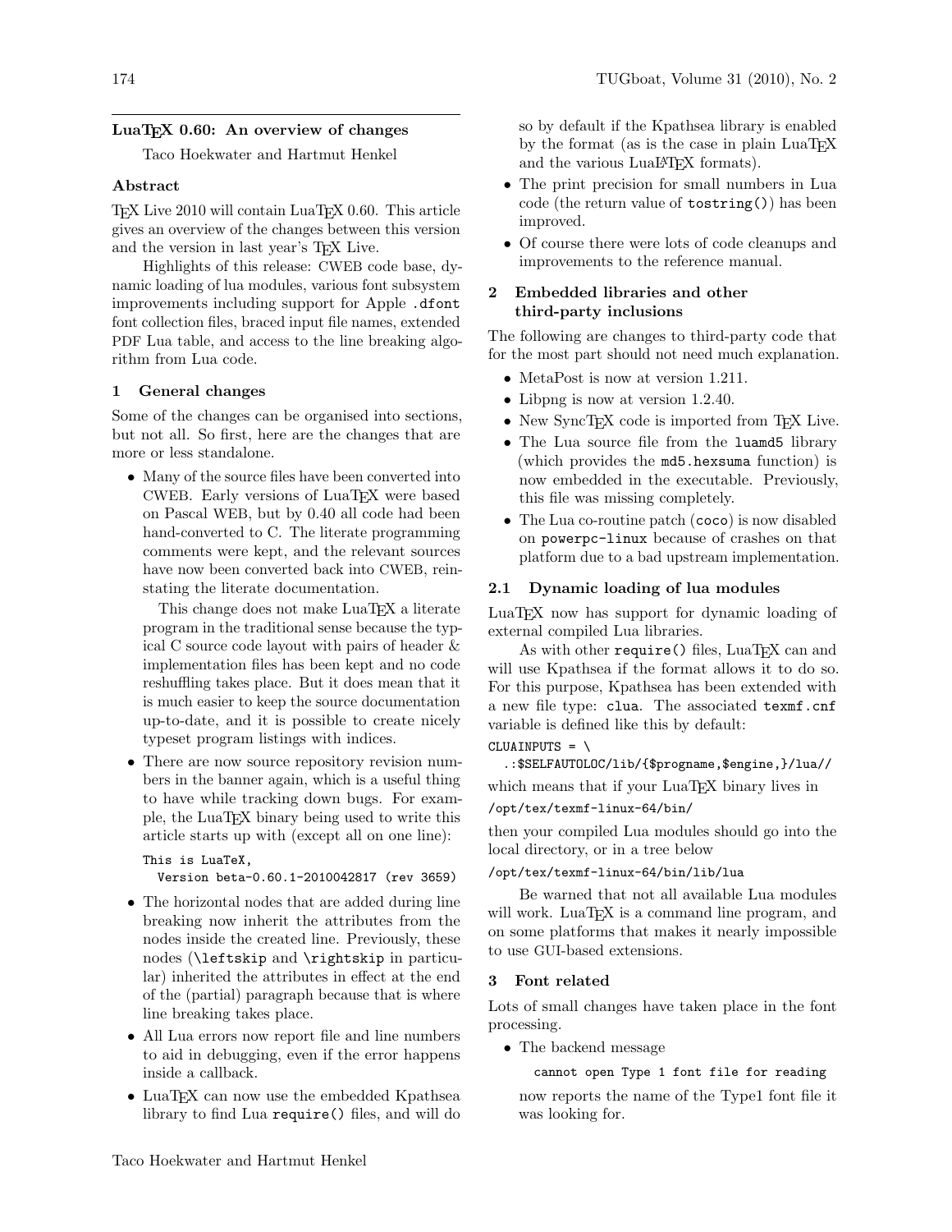# LuaTEX 0.60: An overview of changes

Taco Hoekwater and Hartmut Henkel

## Abstract

TEX Live 2010 will contain LuaTEX 0.60. This article gives an overview of the changes between this version and the version in last year's TEX Live.

Highlights of this release: CWEB code base, dynamic loading of lua modules, various font subsystem improvements including support for Apple `.dfont` font collection files, braced input file names, extended PDF Lua table, and access to the line breaking algorithm from Lua code.

## 1 General changes

Some of the changes can be organised into sections, but not all. So first, here are the changes that are more or less standalone.

- Many of the source files have been converted into CWEB. Early versions of LuaTEX were based on Pascal WEB, but by 0.40 all code had been hand-converted to C. The literate programming comments were kept, and the relevant sources have now been converted back into CWEB, reinstating the literate documentation.

  This change does not make LuaTEX a literate program in the traditional sense because the typical C source code layout with pairs of header & implementation files has been kept and no code reshuffling takes place. But it does mean that it is much easier to keep the source documentation up-to-date, and it is possible to create nicely typeset program listings with indices.

- There are now source repository revision numbers in the banner again, which is a useful thing to have while tracking down bugs. For example, the LuaTEX binary being used to write this article starts up with (except all on one line):

  ```
  This is LuaTeX,
    Version beta-0.60.1-2010042817 (rev 3659)
  ```

- The horizontal nodes that are added during line breaking now inherit the attributes from the nodes inside the created line. Previously, these nodes (`\leftskip` and `\rightskip` in particular) inherited the attributes in effect at the end of the (partial) paragraph because that is where line breaking takes place.
- All Lua errors now report file and line numbers to aid in debugging, even if the error happens inside a callback.
- LuaTEX can now use the embedded Kpathsea library to find Lua `require()` files, and will do so by default if the Kpathsea library is enabled by the format (as is the case in plain LuaTEX and the various LuaLATEX formats).
- The print precision for small numbers in Lua code (the return value of `tostring()`) has been improved.
- Of course there were lots of code cleanups and improvements to the reference manual.

## 2 Embedded libraries and other third-party inclusions

The following are changes to third-party code that for the most part should not need much explanation.

- MetaPost is now at version 1.211.
- Libpng is now at version 1.2.40.
- New SyncTEX code is imported from TEX Live.
- The Lua source file from the `luamd5` library (which provides the `md5.hexsuma` function) is now embedded in the executable. Previously, this file was missing completely.
- The Lua co-routine patch (`coco`) is now disabled on `powerpc-linux` because of crashes on that platform due to a bad upstream implementation.

### 2.1 Dynamic loading of lua modules

LuaTEX now has support for dynamic loading of external compiled Lua libraries.

As with other `require()` files, LuaTEX can and will use Kpathsea if the format allows it to do so. For this purpose, Kpathsea has been extended with a new file type: `clua`. The associated `texmf.cnf` variable is defined like this by default:

```
CLUAINPUTS = \
  .:$SELFAUTOLOC/lib/{$progname,$engine,}/lua//
```

which means that if your LuaTEX binary lives in

`/opt/tex/texmf-linux-64/bin/`

then your compiled Lua modules should go into the local directory, or in a tree below

`/opt/tex/texmf-linux-64/bin/lib/lua`

Be warned that not all available Lua modules will work. LuaTEX is a command line program, and on some platforms that makes it nearly impossible to use GUI-based extensions.

## 3 Font related

Lots of small changes have taken place in the font processing.

- The backend message

  `cannot open Type 1 font file for reading`

  now reports the name of the Type1 font file it was looking for.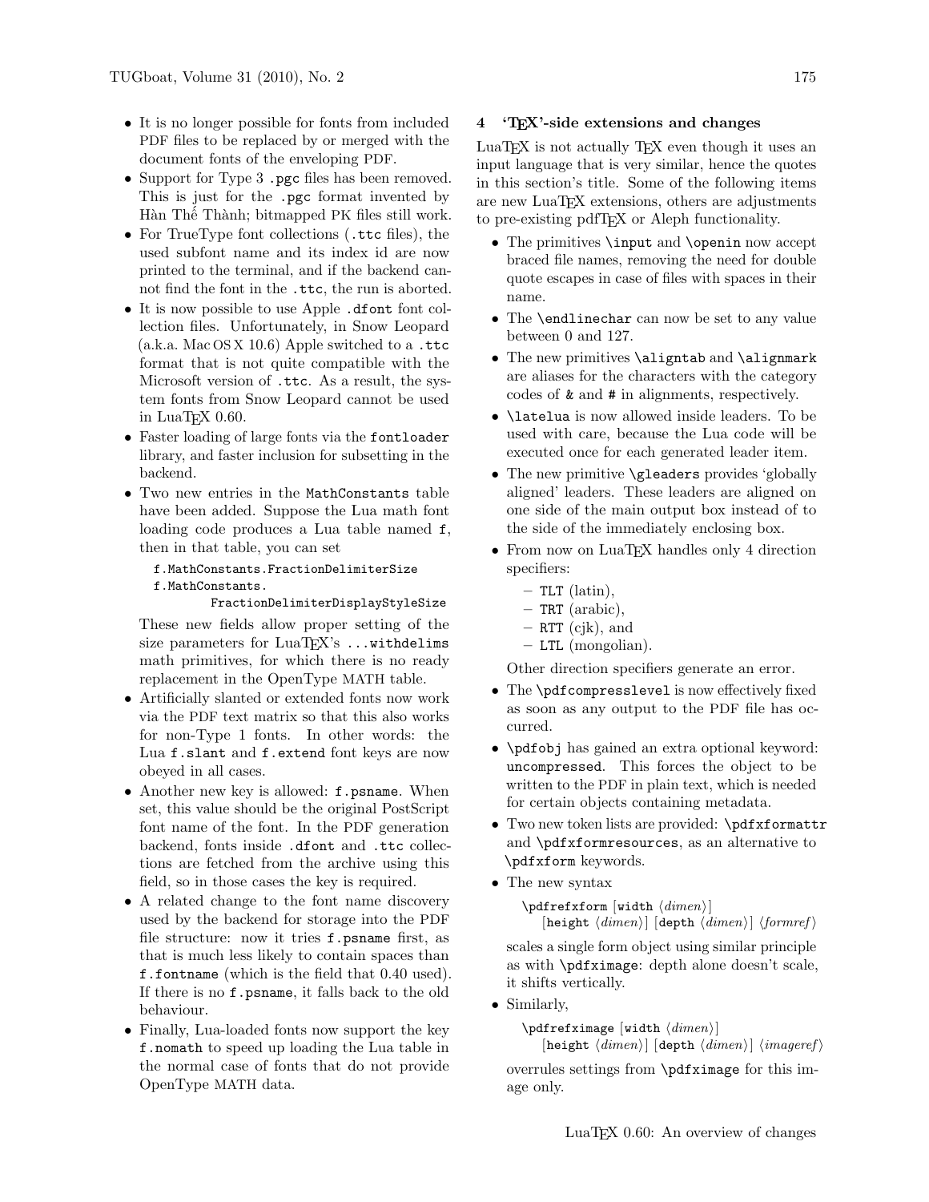- It is no longer possible for fonts from included PDF files to be replaced by or merged with the document fonts of the enveloping PDF.
- Support for Type 3 `.pgc` files has been removed. This is just for the `.pgc` format invented by Hàn Thế Thành; bitmapped PK files still work.
- For TrueType font collections (`.ttc` files), the used subfont name and its index id are now printed to the terminal, and if the backend cannot find the font in the `.ttc`, the run is aborted.
- It is now possible to use Apple `.dfont` font collection files. Unfortunately, in Snow Leopard (a.k.a. Mac OS X 10.6) Apple switched to a `.ttc` format that is not quite compatible with the Microsoft version of `.ttc`. As a result, the system fonts from Snow Leopard cannot be used in LuaTeX 0.60.
- Faster loading of large fonts via the `fontloader` library, and faster inclusion for subsetting in the backend.
- Two new entries in the `MathConstants` table have been added. Suppose the Lua math font loading code produces a Lua table named `f`, then in that table, you can set

  ```
  f.MathConstants.FractionDelimiterSize
  f.MathConstants.
          FractionDelimiterDisplayStyleSize
  ```

  These new fields allow proper setting of the size parameters for LuaTeX's `...withdelims` math primitives, for which there is no ready replacement in the OpenType MATH table.
- Artificially slanted or extended fonts now work via the PDF text matrix so that this also works for non-Type 1 fonts. In other words: the Lua `f.slant` and `f.extend` font keys are now obeyed in all cases.
- Another new key is allowed: `f.psname`. When set, this value should be the original PostScript font name of the font. In the PDF generation backend, fonts inside `.dfont` and `.ttc` collections are fetched from the archive using this field, so in those cases the key is required.
- A related change to the font name discovery used by the backend for storage into the PDF file structure: now it tries `f.psname` first, as that is much less likely to contain spaces than `f.fontname` (which is the field that 0.40 used). If there is no `f.psname`, it falls back to the old behaviour.
- Finally, Lua-loaded fonts now support the key `f.nomath` to speed up loading the Lua table in the normal case of fonts that do not provide OpenType MATH data.

## 4 'TeX'-side extensions and changes

LuaTeX is not actually TeX even though it uses an input language that is very similar, hence the quotes in this section's title. Some of the following items are new LuaTeX extensions, others are adjustments to pre-existing pdfTeX or Aleph functionality.

- The primitives `\input` and `\openin` now accept braced file names, removing the need for double quote escapes in case of files with spaces in their name.
- The `\endlinechar` can now be set to any value between 0 and 127.
- The new primitives `\aligntab` and `\alignmark` are aliases for the characters with the category codes of `&` and `#` in alignments, respectively.
- `\latelua` is now allowed inside leaders. To be used with care, because the Lua code will be executed once for each generated leader item.
- The new primitive `\gleaders` provides 'globally aligned' leaders. These leaders are aligned on one side of the main output box instead of to the side of the immediately enclosing box.
- From now on LuaTeX handles only 4 direction specifiers:
  - `TLT` (latin),
  - `TRT` (arabic),
  - `RTT` (cjk), and
  - `LTL` (mongolian).

  Other direction specifiers generate an error.
- The `\pdfcompresslevel` is now effectively fixed as soon as any output to the PDF file has occurred.
- `\pdfobj` has gained an extra optional keyword: `uncompressed`. This forces the object to be written to the PDF in plain text, which is needed for certain objects containing metadata.
- Two new token lists are provided: `\pdfxformattr` and `\pdfxformresources`, as an alternative to `\pdfxform` keywords.
- The new syntax

  ```
  \pdfrefxform [width ⟨dimen⟩]
      [height ⟨dimen⟩] [depth ⟨dimen⟩] ⟨formref⟩
  ```

  scales a single form object using similar principle as with `\pdfximage`: depth alone doesn't scale, it shifts vertically.
- Similarly,

  ```
  \pdfrefximage [width ⟨dimen⟩]
      [height ⟨dimen⟩] [depth ⟨dimen⟩] ⟨imageref⟩
  ```

  overrules settings from `\pdfximage` for this image only.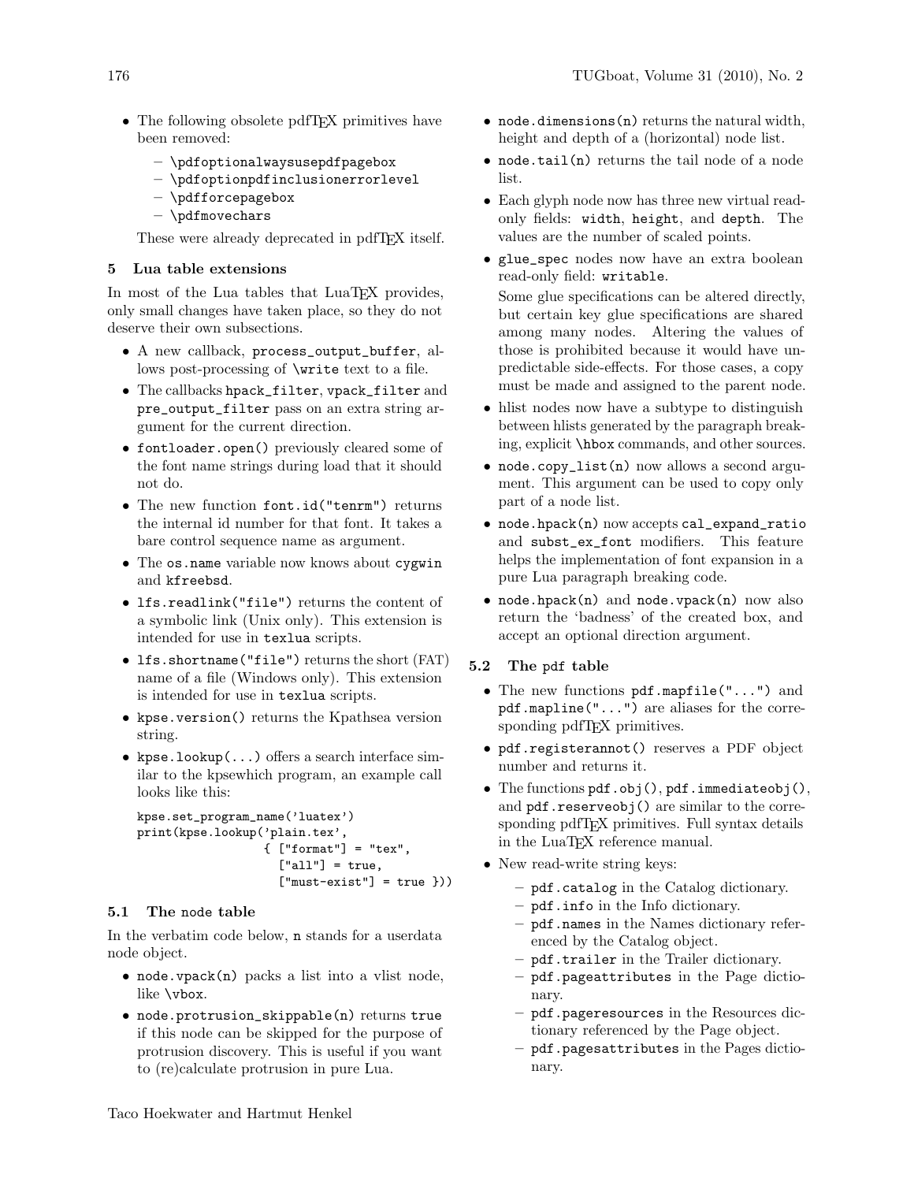- The following obsolete pdfTEX primitives have been removed:
  - \pdfoptionalwaysusepdfpagebox
  - \pdfoptionpdfinclusionerrorlevel
  - \pdfforcepagebox
  - \pdfmovechars

  These were already deprecated in pdfTEX itself.

## 5 Lua table extensions

In most of the Lua tables that LuaTEX provides, only small changes have taken place, so they do not deserve their own subsections.

- A new callback, `process_output_buffer`, allows post-processing of `\write` text to a file.
- The callbacks `hpack_filter`, `vpack_filter` and `pre_output_filter` pass on an extra string argument for the current direction.
- `fontloader.open()` previously cleared some of the font name strings during load that it should not do.
- The new function `font.id("tenrm")` returns the internal id number for that font. It takes a bare control sequence name as argument.
- The `os.name` variable now knows about `cygwin` and `kfreebsd`.
- `lfs.readlink("file")` returns the content of a symbolic link (Unix only). This extension is intended for use in `texlua` scripts.
- `lfs.shortname("file")` returns the short (FAT) name of a file (Windows only). This extension is intended for use in `texlua` scripts.
- `kpse.version()` returns the Kpathsea version string.
- `kpse.lookup(...)` offers a search interface similar to the kpsewhich program, an example call looks like this:

```
kpse.set_program_name('luatex')
print(kpse.lookup('plain.tex',
                  { ["format"] = "tex",
                    ["all"] = true,
                    ["must-exist"] = true }))
```

### 5.1 The node table

In the verbatim code below, `n` stands for a userdata node object.

- `node.vpack(n)` packs a list into a vlist node, like `\vbox`.
- `node.protrusion_skippable(n)` returns `true` if this node can be skipped for the purpose of protrusion discovery. This is useful if you want to (re)calculate protrusion in pure Lua.
- `node.dimensions(n)` returns the natural width, height and depth of a (horizontal) node list.
- `node.tail(n)` returns the tail node of a node list.
- Each glyph node now has three new virtual read-only fields: `width`, `height`, and `depth`. The values are the number of scaled points.
- `glue_spec` nodes now have an extra boolean read-only field: `writable`.

  Some glue specifications can be altered directly, but certain key glue specifications are shared among many nodes. Altering the values of those is prohibited because it would have unpredictable side-effects. For those cases, a copy must be made and assigned to the parent node.
- hlist nodes now have a subtype to distinguish between hlists generated by the paragraph breaking, explicit `\hbox` commands, and other sources.
- `node.copy_list(n)` now allows a second argument. This argument can be used to copy only part of a node list.
- `node.hpack(n)` now accepts `cal_expand_ratio` and `subst_ex_font` modifiers. This feature helps the implementation of font expansion in a pure Lua paragraph breaking code.
- `node.hpack(n)` and `node.vpack(n)` now also return the 'badness' of the created box, and accept an optional direction argument.

### 5.2 The pdf table

- The new functions `pdf.mapfile("...")` and `pdf.mapline("...")` are aliases for the corresponding pdfTEX primitives.
- `pdf.registerannot()` reserves a PDF object number and returns it.
- The functions `pdf.obj()`, `pdf.immediateobj()`, and `pdf.reserveobj()` are similar to the corresponding pdfTEX primitives. Full syntax details in the LuaTEX reference manual.
- New read-write string keys:
  - `pdf.catalog` in the Catalog dictionary.
  - `pdf.info` in the Info dictionary.
  - `pdf.names` in the Names dictionary referenced by the Catalog object.
  - `pdf.trailer` in the Trailer dictionary.
  - `pdf.pageattributes` in the Page dictionary.
  - `pdf.pageresources` in the Resources dictionary referenced by the Page object.
  - `pdf.pagesattributes` in the Pages dictionary.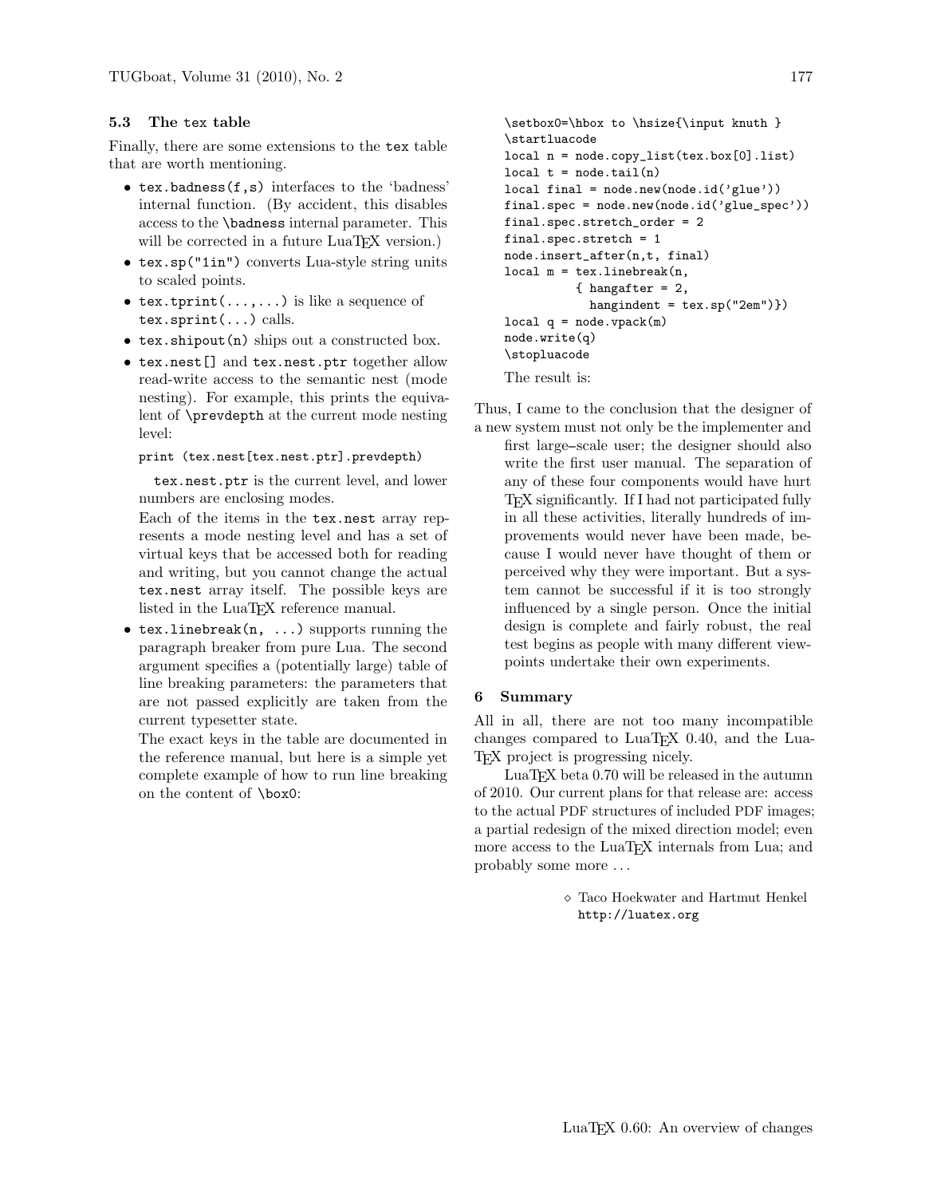### 5.3 The tex table

Finally, there are some extensions to the tex table that are worth mentioning.

- `tex.badness(f,s)` interfaces to the 'badness' internal function. (By accident, this disables access to the `\badness` internal parameter. This will be corrected in a future LuaTeX version.)
- `tex.sp("1in")` converts Lua-style string units to scaled points.
- `tex.tprint(...,...)` is like a sequence of `tex.sprint(...)` calls.
- `tex.shipout(n)` ships out a constructed box.
- `tex.nest[]` and `tex.nest.ptr` together allow read-write access to the semantic nest (mode nesting). For example, this prints the equivalent of `\prevdepth` at the current mode nesting level:

  ```
  print (tex.nest[tex.nest.ptr].prevdepth)
  ```

  `tex.nest.ptr` is the current level, and lower numbers are enclosing modes.

  Each of the items in the `tex.nest` array represents a mode nesting level and has a set of virtual keys that be accessed both for reading and writing, but you cannot change the actual `tex.nest` array itself. The possible keys are listed in the LuaTeX reference manual.
- `tex.linebreak(n, ...)` supports running the paragraph breaker from pure Lua. The second argument specifies a (potentially large) table of line breaking parameters: the parameters that are not passed explicitly are taken from the current typesetter state.

  The exact keys in the table are documented in the reference manual, but here is a simple yet complete example of how to run line breaking on the content of `\box0`:

  ```
  \setbox0=\hbox to \hsize{\input knuth }
  \startluacode
  local n = node.copy_list(tex.box[0].list)
  local t = node.tail(n)
  local final = node.new(node.id('glue'))
  final.spec = node.new(node.id('glue_spec'))
  final.spec.stretch_order = 2
  final.spec.stretch = 1
  node.insert_after(n,t, final)
  local m = tex.linebreak(n,
            { hangafter = 2,
              hangindent = tex.sp("2em")})
  local q = node.vpack(m)
  node.write(q)
  \stopluacode
  ```

  The result is:

Thus, I came to the conclusion that the designer of a new system must not only be the implementer and first large–scale user; the designer should also write the first user manual. The separation of any of these four components would have hurt TeX significantly. If I had not participated fully in all these activities, literally hundreds of improvements would never have been made, because I would never have thought of them or perceived why they were important. But a system cannot be successful if it is too strongly influenced by a single person. Once the initial design is complete and fairly robust, the real test begins as people with many different viewpoints undertake their own experiments.

## 6 Summary

All in all, there are not too many incompatible changes compared to LuaTeX 0.40, and the LuaTeX project is progressing nicely.

LuaTeX beta 0.70 will be released in the autumn of 2010. Our current plans for that release are: access to the actual PDF structures of included PDF images; a partial redesign of the mixed direction model; even more access to the LuaTeX internals from Lua; and probably some more ...

◇ Taco Hoekwater and Hartmut Henkel
http://luatex.org